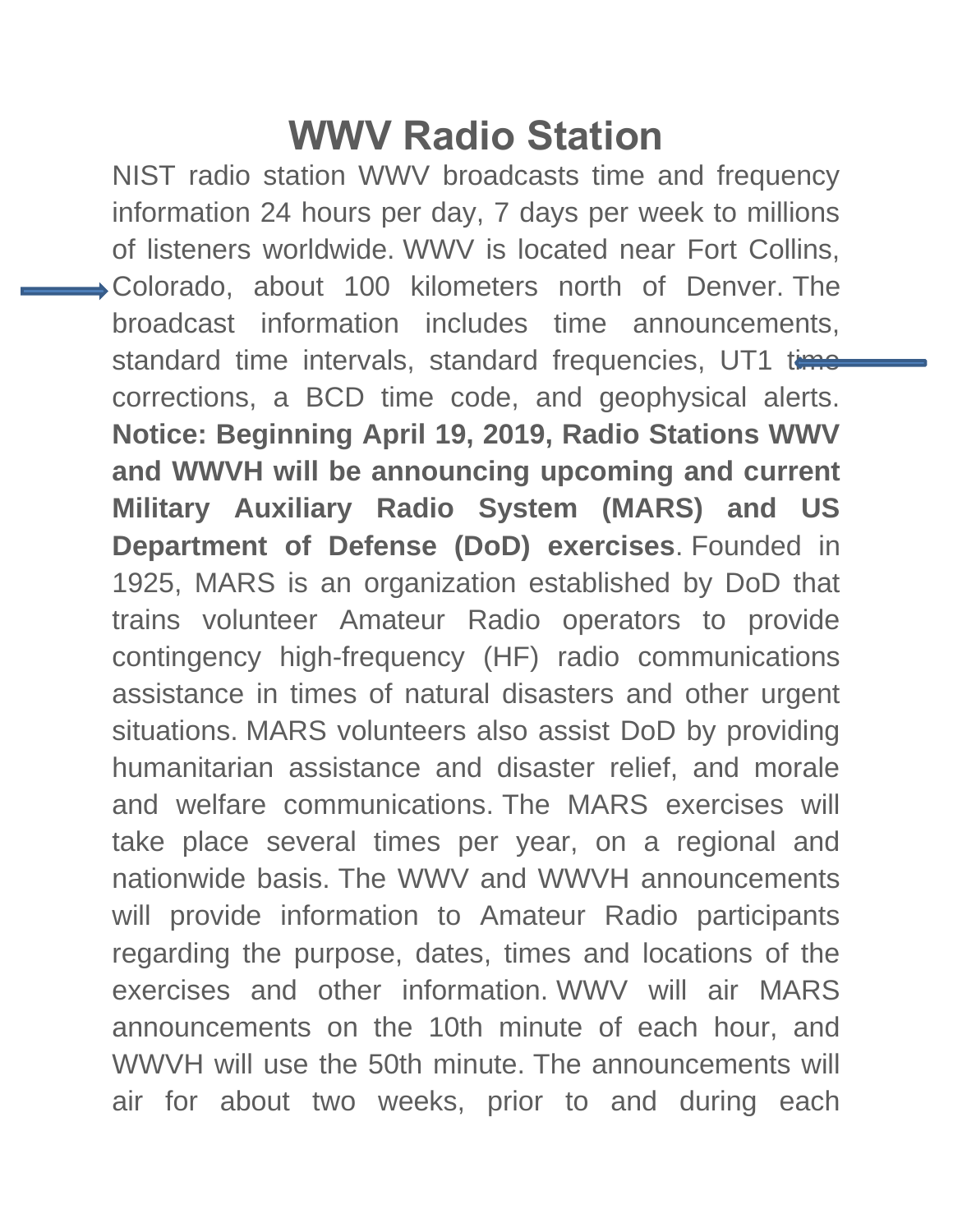# WWV Radio Station

NIST radio station WWV broadcasts time and frequency information 24 hours per day, 7 days per week to millions of listeners worldwide. WWV is located near Fort Collins, Colorado, about 100 kilometers north of Denver. The broadcast information includes time announcements, standard time intervals, standard frequencies, UT1 time corrections, a BCD time code, and geophysical alerts. **Notice: Beginning April 19, 2019, Radio Stations WWV and WWVH will be announcing upcoming and current Military Auxiliary Radio System (MARS) and US Department of Defense (DoD) exercises**. Founded in 1925, MARS is an organization established by DoD that trains volunteer Amateur Radio operators to provide contingency high-frequency (HF) radio communications assistance in times of natural disasters and other urgent situations. MARS volunteers also assist DoD by providing humanitarian assistance and disaster relief, and morale and welfare communications. The MARS exercises will take place several times per year, on a regional and nationwide basis. The WWV and WWVH announcements will provide information to Amateur Radio participants regarding the purpose, dates, times and locations of the exercises and other information. WWV will air MARS announcements on the 10th minute of each hour, and WWVH will use the 50th minute. The announcements will air for about two weeks, prior to and during each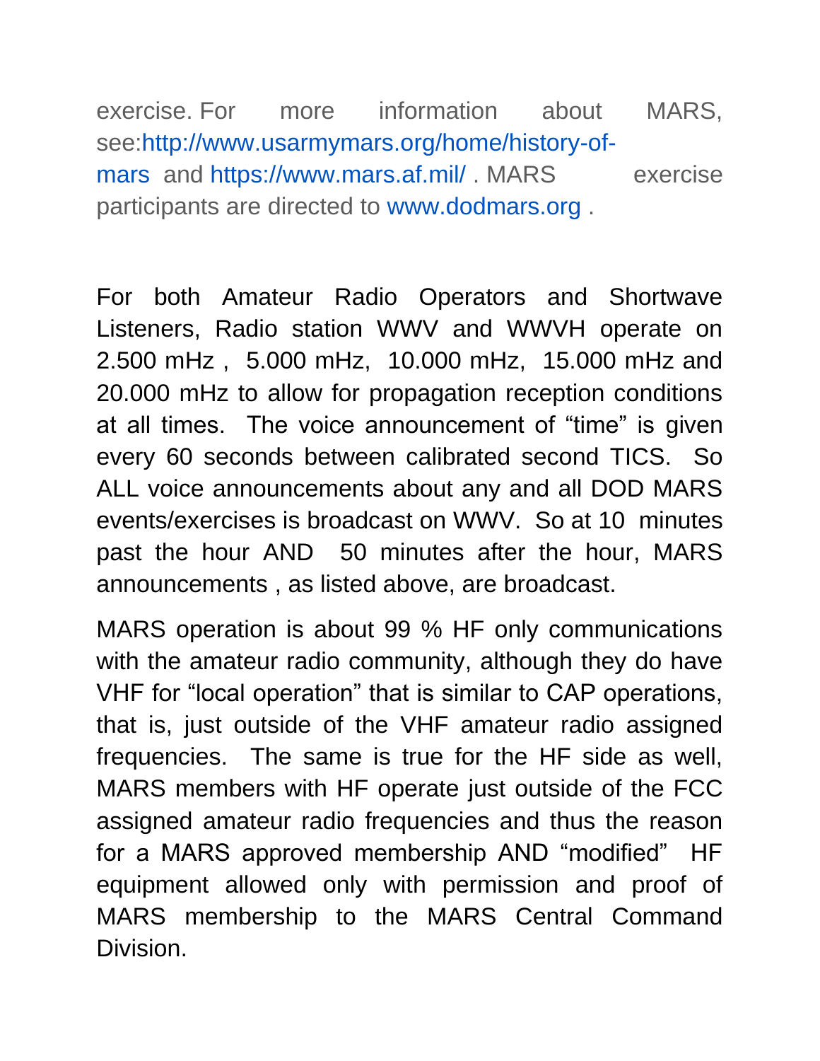exercise. For more information about MARS, see:http://www.usarmymars.org/home/history-of-mars and https://www.mars.af.mil/ . MARS exercise participants are directed to www.dodmars.org .

For both Amateur Radio Operators and Shortwave Listeners, Radio station WWV and WWVH operate on 2.500 mHz , 5.000 mHz, 10.000 mHz, 15.000 mHz and 20.000 mHz to allow for propagation reception conditions at all times. The voice announcement of "time" is given every 60 seconds between calibrated second TICS. So ALL voice announcements about any and all DOD MARS events/exercises is broadcast on WWV. So at 10 minutes past the hour AND 50 minutes after the hour, MARS announcements , as listed above, are broadcast.

MARS operation is about 99 % HF only communications with the amateur radio community, although they do have VHF for "local operation" that is similar to CAP operations, that is, just outside of the VHF amateur radio assigned frequencies. The same is true for the HF side as well, MARS members with HF operate just outside of the FCC assigned amateur radio frequencies and thus the reason for a MARS approved membership AND "modified" HF equipment allowed only with permission and proof of MARS membership to the MARS Central Command Division.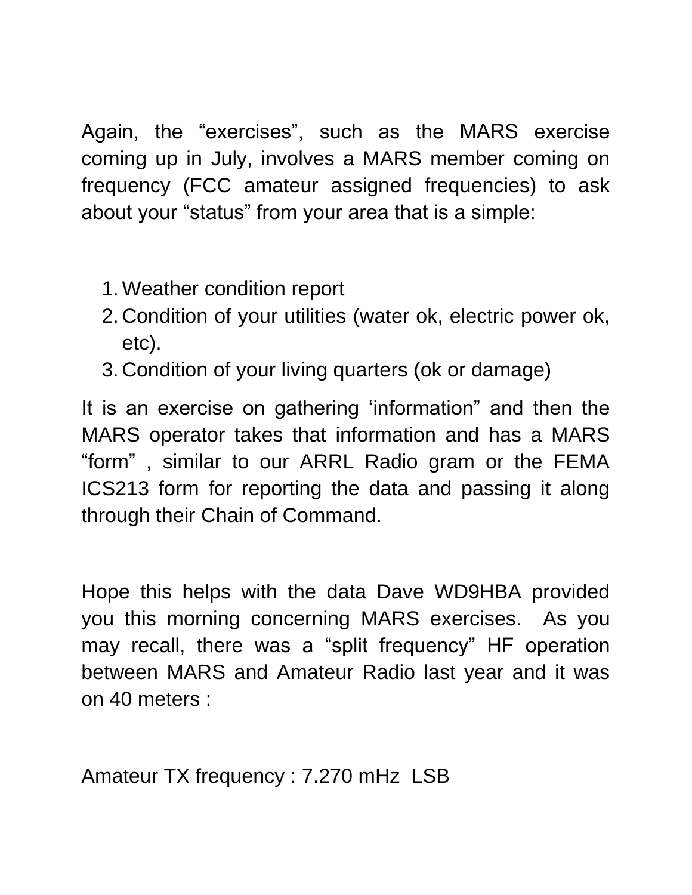Again, the “exercises”, such as the MARS exercise coming up in July, involves a MARS member coming on frequency (FCC amateur assigned frequencies) to ask about your “status” from your area that is a simple:

1. Weather condition report
2. Condition of your utilities (water ok, electric power ok, etc).
3. Condition of your living quarters (ok or damage)

It is an exercise on gathering ‘information” and then the MARS operator takes that information and has a MARS “form” , similar to our ARRL Radio gram or the FEMA ICS213 form for reporting the data and passing it along through their Chain of Command.

Hope this helps with the data Dave WD9HBA provided you this morning concerning MARS exercises. As you may recall, there was a “split frequency” HF operation between MARS and Amateur Radio last year and it was on 40 meters :

Amateur TX frequency : 7.270 mHz LSB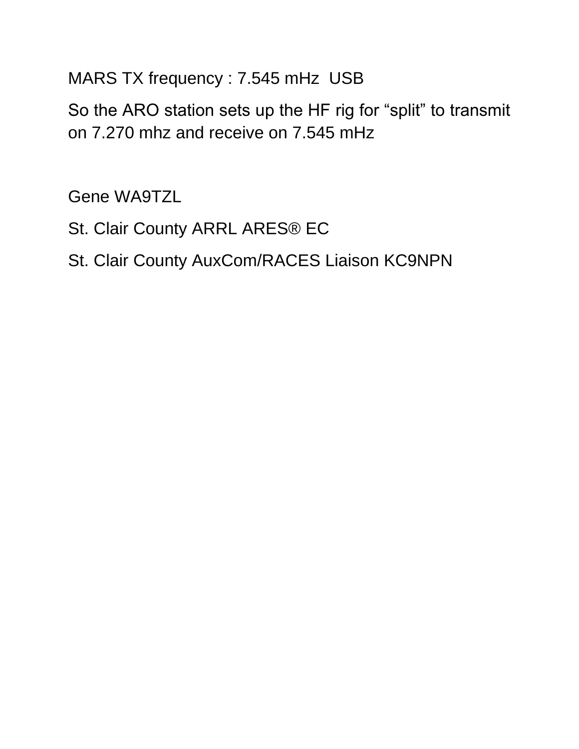MARS TX frequency : 7.545 mHz USB

So the ARO station sets up the HF rig for “split” to transmit on 7.270 mhz and receive on 7.545 mHz

Gene WA9TZL

St. Clair County ARRL ARES® EC

St. Clair County AuxCom/RACES Liaison KC9NPN